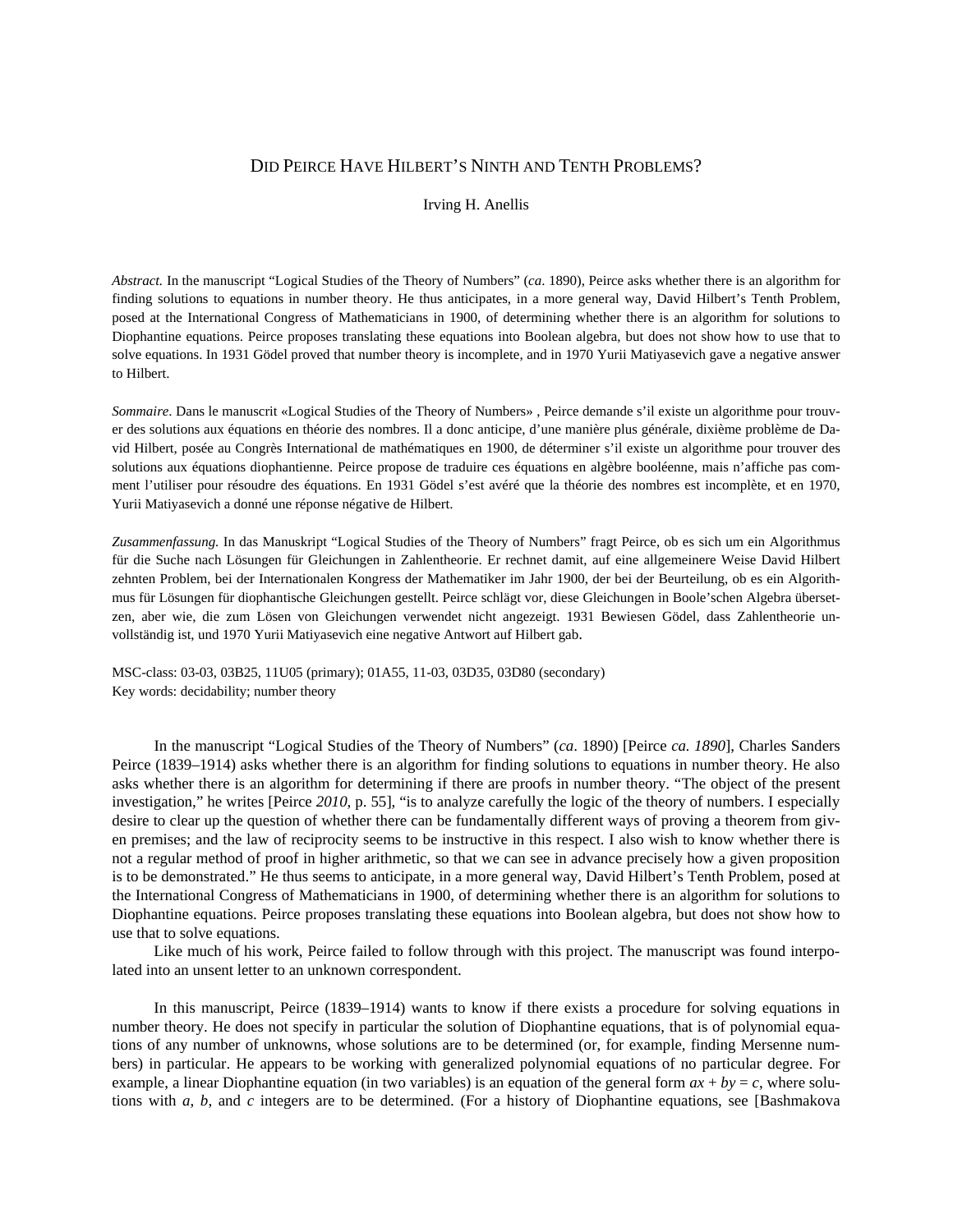# DID PEIRCE HAVE HILBERT'S NINTH AND TENTH PROBLEMS?

Irving H. Anellis

*Abstract.* In the manuscript "Logical Studies of the Theory of Numbers" (*ca*. 1890), Peirce asks whether there is an algorithm for finding solutions to equations in number theory. He thus anticipates, in a more general way, David Hilbert's Tenth Problem, posed at the International Congress of Mathematicians in 1900, of determining whether there is an algorithm for solutions to Diophantine equations. Peirce proposes translating these equations into Boolean algebra, but does not show how to use that to solve equations. In 1931 Gödel proved that number theory is incomplete, and in 1970 Yurii Matiyasevich gave a negative answer to Hilbert.

*Sommaire*. Dans le manuscrit «Logical Studies of the Theory of Numbers» , Peirce demande s'il existe un algorithme pour trouver des solutions aux équations en théorie des nombres. Il a donc anticipe, d'une manière plus générale, dixième problème de David Hilbert, posée au Congrès International de mathématiques en 1900, de déterminer s'il existe un algorithme pour trouver des solutions aux équations diophantienne. Peirce propose de traduire ces équations en algèbre booléenne, mais n'affiche pas comment l'utiliser pour résoudre des équations. En 1931 Gödel s'est avéré que la théorie des nombres est incomplète, et en 1970, Yurii Matiyasevich a donné une réponse négative de Hilbert.

*Zusammenfassung.* In das Manuskript "Logical Studies of the Theory of Numbers" fragt Peirce, ob es sich um ein Algorithmus für die Suche nach Lösungen für Gleichungen in Zahlentheorie. Er rechnet damit, auf eine allgemeinere Weise David Hilbert zehnten Problem, bei der Internationalen Kongress der Mathematiker im Jahr 1900, der bei der Beurteilung, ob es ein Algorithmus für Lösungen für diophantische Gleichungen gestellt. Peirce schlägt vor, diese Gleichungen in Boole'schen Algebra übersetzen, aber wie, die zum Lösen von Gleichungen verwendet nicht angezeigt. 1931 Bewiesen Gödel, dass Zahlentheorie unvollständig ist, und 1970 Yurii Matiyasevich eine negative Antwort auf Hilbert gab.

MSC-class: 03-03, 03B25, 11U05 (primary); 01A55, 11-03, 03D35, 03D80 (secondary)
Key words: decidability; number theory

In the manuscript "Logical Studies of the Theory of Numbers" (*ca*. 1890) [Peirce *ca. 1890*], Charles Sanders Peirce (1839–1914) asks whether there is an algorithm for finding solutions to equations in number theory. He also asks whether there is an algorithm for determining if there are proofs in number theory. "The object of the present investigation," he writes [Peirce *2010*, p. 55], "is to analyze carefully the logic of the theory of numbers. I especially desire to clear up the question of whether there can be fundamentally different ways of proving a theorem from given premises; and the law of reciprocity seems to be instructive in this respect. I also wish to know whether there is not a regular method of proof in higher arithmetic, so that we can see in advance precisely how a given proposition is to be demonstrated." He thus seems to anticipate, in a more general way, David Hilbert's Tenth Problem, posed at the International Congress of Mathematicians in 1900, of determining whether there is an algorithm for solutions to Diophantine equations. Peirce proposes translating these equations into Boolean algebra, but does not show how to use that to solve equations.

Like much of his work, Peirce failed to follow through with this project. The manuscript was found interpolated into an unsent letter to an unknown correspondent.

In this manuscript, Peirce (1839–1914) wants to know if there exists a procedure for solving equations in number theory. He does not specify in particular the solution of Diophantine equations, that is of polynomial equations of any number of unknowns, whose solutions are to be determined (or, for example, finding Mersenne numbers) in particular. He appears to be working with generalized polynomial equations of no particular degree. For example, a linear Diophantine equation (in two variables) is an equation of the general form $ax + by = c$, where solutions with $a$, $b$, and $c$ integers are to be determined. (For a history of Diophantine equations, see [Bashmakova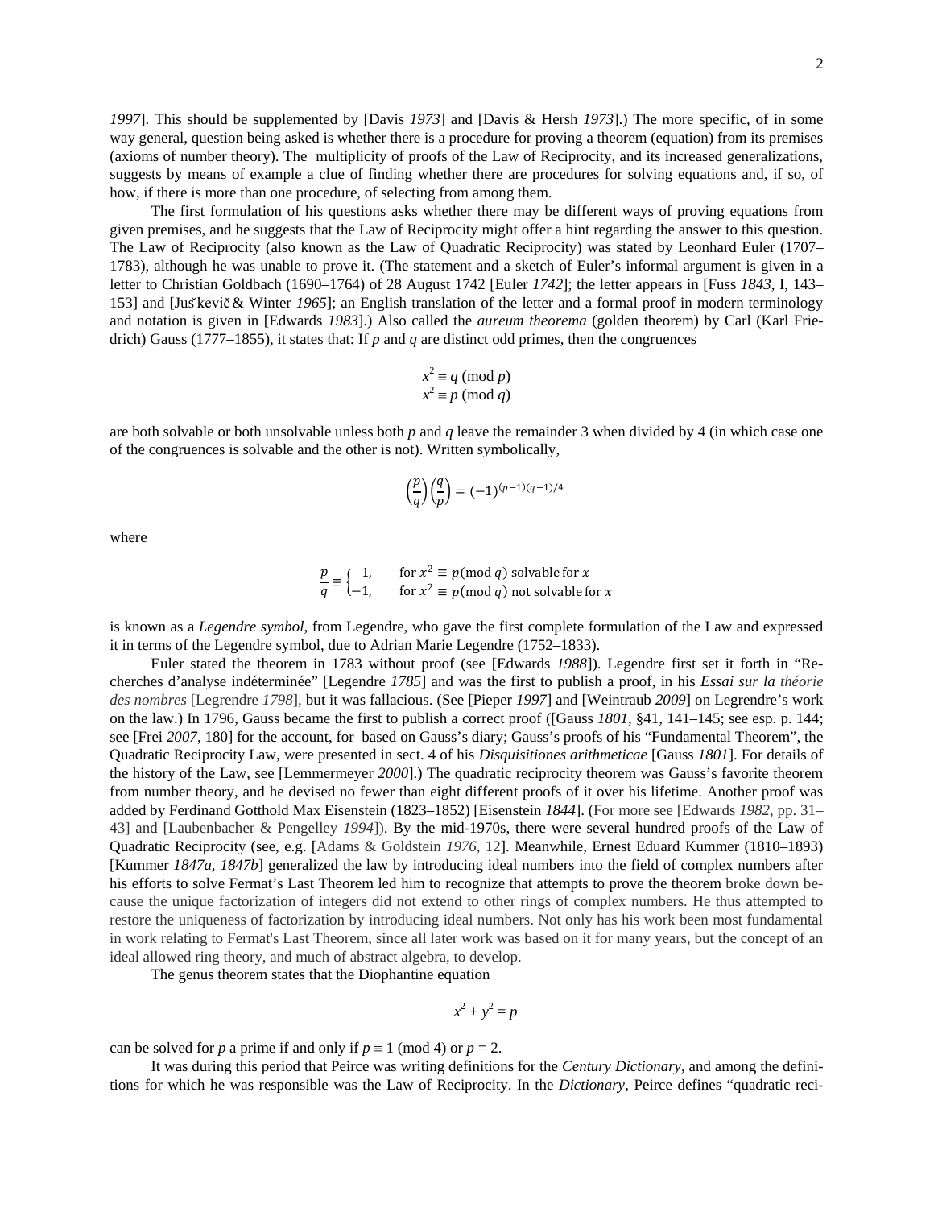*1997*]. This should be supplemented by [Davis *1973*] and [Davis & Hersh *1973*].) The more specific, of in some way general, question being asked is whether there is a procedure for proving a theorem (equation) from its premises (axioms of number theory). The multiplicity of proofs of the Law of Reciprocity, and its increased generalizations, suggests by means of example a clue of finding whether there are procedures for solving equations and, if so, of how, if there is more than one procedure, of selecting from among them.

The first formulation of his questions asks whether there may be different ways of proving equations from given premises, and he suggests that the Law of Reciprocity might offer a hint regarding the answer to this question. The Law of Reciprocity (also known as the Law of Quadratic Reciprocity) was stated by Leonhard Euler (1707–1783), although he was unable to prove it. (The statement and a sketch of Euler's informal argument is given in a letter to Christian Goldbach (1690–1764) of 28 August 1742 [Euler *1742*]; the letter appears in [Fuss *1843*, I, 143–153] and [Juškevič & Winter *1965*]; an English translation of the letter and a formal proof in modern terminology and notation is given in [Edwards *1983*].) Also called the *aureum theorema* (golden theorem) by Carl (Karl Friedrich) Gauss (1777–1855), it states that: If $p$ and $q$ are distinct odd primes, then the congruences

$$x^2 \equiv q \pmod{p}$$
$$x^2 \equiv p \pmod{q}$$

are both solvable or both unsolvable unless both $p$ and $q$ leave the remainder 3 when divided by 4 (in which case one of the congruences is solvable and the other is not). Written symbolically,

$$\left(\frac{p}{q}\right)\left(\frac{q}{p}\right) = (-1)^{(p-1)(q-1)/4}$$

where

$$\frac{p}{q} \equiv \begin{cases} 1, & \text{for } x^2 \equiv p(\text{mod } q) \text{ solvable for } x \\ -1, & \text{for } x^2 \equiv p(\text{mod } q) \text{ not solvable for } x \end{cases}$$

is known as a *Legendre symbol*, from Legendre, who gave the first complete formulation of the Law and expressed it in terms of the Legendre symbol, due to Adrian Marie Legendre (1752–1833).

Euler stated the theorem in 1783 without proof (see [Edwards *1988*]). Legendre first set it forth in "Recherches d'analyse indéterminée" [Legendre *1785*] and was the first to publish a proof, in his *Essai sur la théorie des nombres* [Legrendre *1798*], but it was fallacious. (See [Pieper *1997*] and [Weintraub *2009*] on Legrendre's work on the law.) In 1796, Gauss became the first to publish a correct proof ([Gauss *1801*, §41, 141–145; see esp. p. 144; see [Frei *2007*, 180] for the account, for based on Gauss's diary; Gauss's proofs of his "Fundamental Theorem", the Quadratic Reciprocity Law, were presented in sect. 4 of his *Disquisitiones arithmeticae* [Gauss *1801*]. For details of the history of the Law, see [Lemmermeyer *2000*].) The quadratic reciprocity theorem was Gauss's favorite theorem from number theory, and he devised no fewer than eight different proofs of it over his lifetime. Another proof was added by Ferdinand Gotthold Max Eisenstein (1823–1852) [Eisenstein *1844*]. (For more see [Edwards *1982*, pp. 31–43] and [Laubenbacher & Pengelley *1994*]). By the mid-1970s, there were several hundred proofs of the Law of Quadratic Reciprocity (see, e.g. [Adams & Goldstein *1976*, 12]. Meanwhile, Ernest Eduard Kummer (1810–1893) [Kummer *1847a*, *1847b*] generalized the law by introducing ideal numbers into the field of complex numbers after his efforts to solve Fermat's Last Theorem led him to recognize that attempts to prove the theorem broke down because the unique factorization of integers did not extend to other rings of complex numbers. He thus attempted to restore the uniqueness of factorization by introducing ideal numbers. Not only has his work been most fundamental in work relating to Fermat's Last Theorem, since all later work was based on it for many years, but the concept of an ideal allowed ring theory, and much of abstract algebra, to develop.

The genus theorem states that the Diophantine equation

$$x^2 + y^2 = p$$

can be solved for $p$ a prime if and only if $p \equiv 1 \pmod{4}$ or $p = 2$.

It was during this period that Peirce was writing definitions for the *Century Dictionary*, and among the definitions for which he was responsible was the Law of Reciprocity. In the *Dictionary*, Peirce defines "quadratic reci-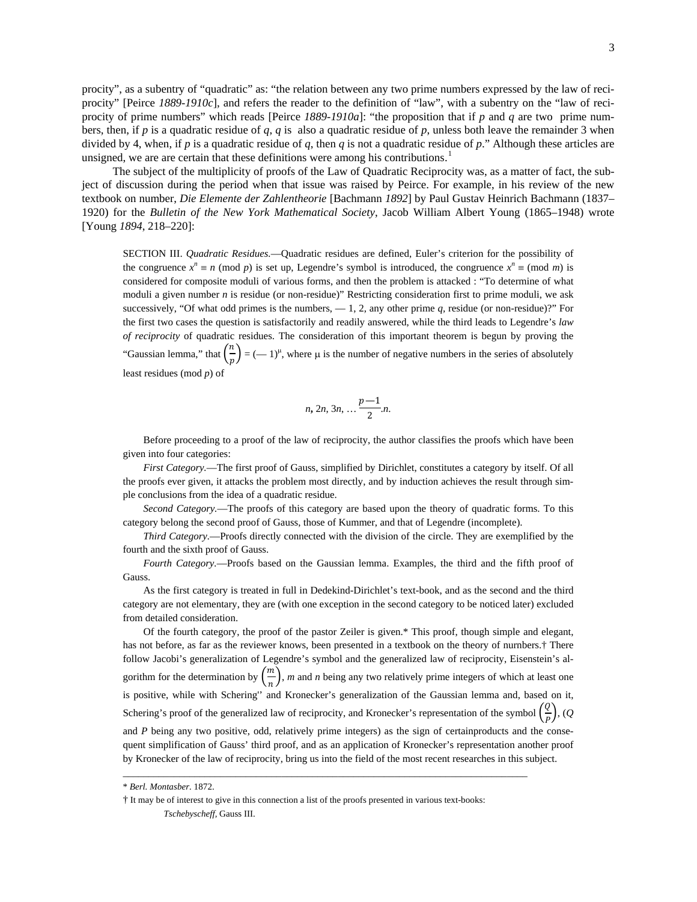procity", as a subentry of "quadratic" as: "the relation between any two prime numbers expressed by the law of reciprocity" [Peirce *1889-1910c*], and refers the reader to the definition of "law", with a subentry on the "law of reciprocity of prime numbers" which reads [Peirce *1889-1910a*]: "the proposition that if $p$ and $q$ are two prime numbers, then, if $p$ is a quadratic residue of $q$, $q$ is also a quadratic residue of $p$, unless both leave the remainder 3 when divided by 4, when, if $p$ is a quadratic residue of $q$, then $q$ is not a quadratic residue of $p$." Although these articles are unsigned, we are are certain that these definitions were among his contributions.[1]

The subject of the multiplicity of proofs of the Law of Quadratic Reciprocity was, as a matter of fact, the subject of discussion during the period when that issue was raised by Peirce. For example, in his review of the new textbook on number, *Die Elemente der Zahlentheorie* [Bachmann *1892*] by Paul Gustav Heinrich Bachmann (1837–1920) for the *Bulletin of the New York Mathematical Society*, Jacob William Albert Young (1865–1948) wrote [Young *1894*, 218–220]:

> SECTION III. *Quadratic Residues.*—Quadratic residues are defined, Euler's criterion for the possibility of the congruence $x^n \equiv n \pmod p$ is set up, Legendre's symbol is introduced, the congruence $x^n \equiv \pmod m$ is considered for composite moduli of various forms, and then the problem is attacked : "To determine of what moduli a given number $n$ is residue (or non-residue)" Restricting consideration first to prime moduli, we ask successively, "Of what odd primes is the numbers, — 1, 2, any other prime $q$, residue (or non-residue)?" For the first two cases the question is satisfactorily and readily answered, while the third leads to Legendre's *law of reciprocity* of quadratic residues. The consideration of this important theorem is begun by proving the "Gaussian lemma," that $\left(\frac{n}{p}\right) = (-1)^{\mu}$, where $\mu$ is the number of negative numbers in the series of absolutely least residues (mod $p$) of
>
> $$n, 2n, 3n, \ldots \frac{p-1}{2}.n.$$
>
> Before proceeding to a proof of the law of reciprocity, the author classifies the proofs which have been given into four categories:
>
> *First Category.*—The first proof of Gauss, simplified by Dirichlet, constitutes a category by itself. Of all the proofs ever given, it attacks the problem most directly, and by induction achieves the result through simple conclusions from the idea of a quadratic residue.
>
> *Second Category.*—The proofs of this category are based upon the theory of quadratic forms. To this category belong the second proof of Gauss, those of Kummer, and that of Legendre (incomplete).
>
> *Third Category*.—Proofs directly connected with the division of the circle. They are exemplified by the fourth and the sixth proof of Gauss.
>
> *Fourth Category*.—Proofs based on the Gaussian lemma. Examples, the third and the fifth proof of Gauss.
>
> As the first category is treated in full in Dedekind-Dirichlet's text-book, and as the second and the third category are not elementary, they are (with one exception in the second category to be noticed later) excluded from detailed consideration.
>
> Of the fourth category, the proof of the pastor Zeiler is given.* This proof, though simple and elegant, has not before, as far as the reviewer knows, been presented in a textbook on the theory of nurnbers.† There follow Jacobi's generalization of Legendre's symbol and the generalized law of reciprocity, Eisenstein's algorithm for the determination by $\left(\frac{m}{n}\right)$, $m$ and $n$ being any two relatively prime integers of which at least one is positive, while with Schering'' and Kronecker's generalization of the Gaussian lemma and, based on it, Schering's proof of the generalized law of reciprocity, and Kronecker's representation of the symbol $\left(\frac{Q}{P}\right)$, ($Q$ and $P$ being any two positive, odd, relatively prime integers) as the sign of certainproducts and the consequent simplification of Gauss' third proof, and as an application of Kronecker's representation another proof by Kronecker of the law of reciprocity, bring us into the field of the most recent researches in this subject.
>
> ---
>
> \* *Berl. Montasber*. 1872.
>
> † It may be of interest to give in this connection a list of the proofs presented in various text-books:
>
> *Tschebyscheff*, Gauss III.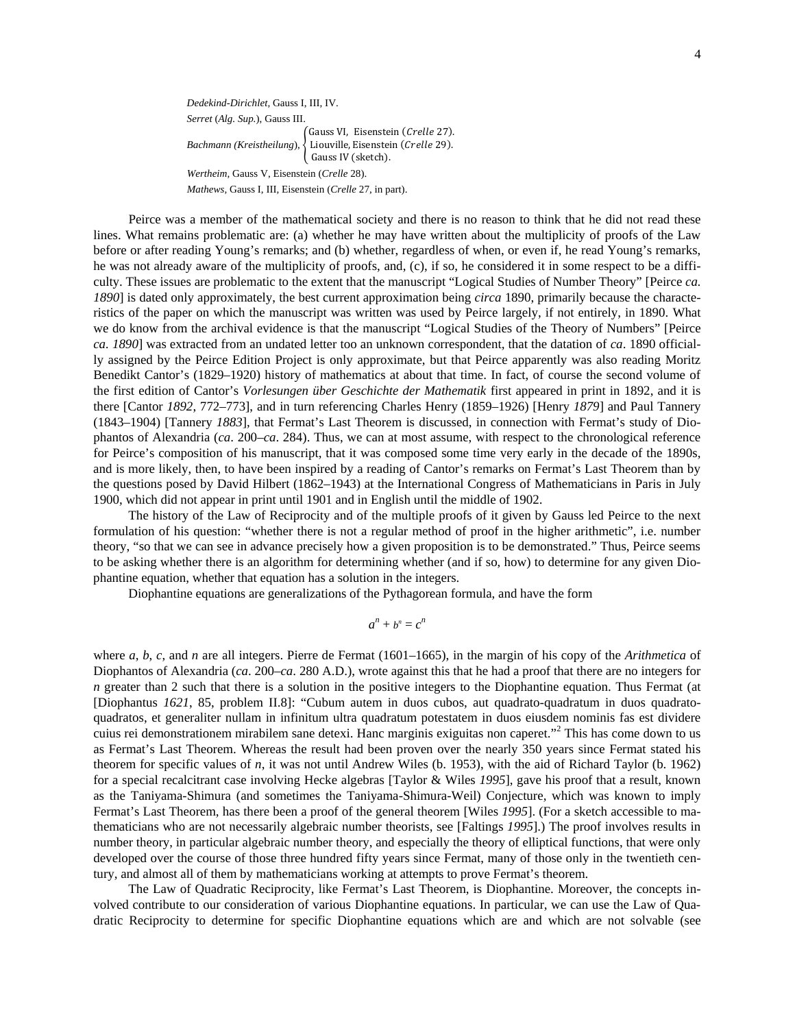*Dedekind-Dirichlet*, Gauss I, III, IV.

*Serret* (*Alg. Sup.*), Gauss III.

*Bachmann (Kreistheilung)*, $\begin{cases} \text{Gauss VI, Eisenstein } (\mathit{Crelle}\ 27). \\ \text{Liouville, Eisenstein } (\mathit{Crelle}\ 29). \\ \text{Gauss IV (sketch).} \end{cases}$

*Wertheim*, Gauss V, Eisenstein (*Crelle* 28).

*Mathews*, Gauss I, III, Eisenstein (*Crelle* 27, in part).

Peirce was a member of the mathematical society and there is no reason to think that he did not read these lines. What remains problematic are: (a) whether he may have written about the multiplicity of proofs of the Law before or after reading Young's remarks; and (b) whether, regardless of when, or even if, he read Young's remarks, he was not already aware of the multiplicity of proofs, and, (c), if so, he considered it in some respect to be a difficulty. These issues are problematic to the extent that the manuscript "Logical Studies of Number Theory" [Peirce *ca. 1890*] is dated only approximately, the best current approximation being *circa* 1890, primarily because the characteristics of the paper on which the manuscript was written was used by Peirce largely, if not entirely, in 1890. What we do know from the archival evidence is that the manuscript "Logical Studies of the Theory of Numbers" [Peirce *ca. 1890*] was extracted from an undated letter too an unknown correspondent, that the datation of *ca*. 1890 officially assigned by the Peirce Edition Project is only approximate, but that Peirce apparently was also reading Moritz Benedikt Cantor's (1829–1920) history of mathematics at about that time. In fact, of course the second volume of the first edition of Cantor's *Vorlesungen über Geschichte der Mathematik* first appeared in print in 1892, and it is there [Cantor *1892*, 772–773], and in turn referencing Charles Henry (1859–1926) [Henry *1879*] and Paul Tannery (1843–1904) [Tannery *1883*], that Fermat's Last Theorem is discussed, in connection with Fermat's study of Diophantos of Alexandria (*ca*. 200–*ca*. 284). Thus, we can at most assume, with respect to the chronological reference for Peirce's composition of his manuscript, that it was composed some time very early in the decade of the 1890s, and is more likely, then, to have been inspired by a reading of Cantor's remarks on Fermat's Last Theorem than by the questions posed by David Hilbert (1862–1943) at the International Congress of Mathematicians in Paris in July 1900, which did not appear in print until 1901 and in English until the middle of 1902.

The history of the Law of Reciprocity and of the multiple proofs of it given by Gauss led Peirce to the next formulation of his question: "whether there is not a regular method of proof in the higher arithmetic", i.e. number theory, "so that we can see in advance precisely how a given proposition is to be demonstrated." Thus, Peirce seems to be asking whether there is an algorithm for determining whether (and if so, how) to determine for any given Diophantine equation, whether that equation has a solution in the integers.

Diophantine equations are generalizations of the Pythagorean formula, and have the form

$$a^n + b^n = c^n$$

where *a*, *b*, *c*, and *n* are all integers. Pierre de Fermat (1601–1665), in the margin of his copy of the *Arithmetica* of Diophantos of Alexandria (*ca*. 200–*ca*. 280 A.D.), wrote against this that he had a proof that there are no integers for *n* greater than 2 such that there is a solution in the positive integers to the Diophantine equation. Thus Fermat (at [Diophantus *1621*, 85, problem II.8]: "Cubum autem in duos cubos, aut quadrato-quadratum in duos quadrato-quadratos, et generaliter nullam in infinitum ultra quadratum potestatem in duos eiusdem nominis fas est dividere cuius rei demonstrationem mirabilem sane detexi. Hanc marginis exiguitas non caperet."[2] This has come down to us as Fermat's Last Theorem. Whereas the result had been proven over the nearly 350 years since Fermat stated his theorem for specific values of *n*, it was not until Andrew Wiles (b. 1953), with the aid of Richard Taylor (b. 1962) for a special recalcitrant case involving Hecke algebras [Taylor & Wiles *1995*], gave his proof that a result, known as the Taniyama-Shimura (and sometimes the Taniyama-Shimura-Weil) Conjecture, which was known to imply Fermat's Last Theorem, has there been a proof of the general theorem [Wiles *1995*]. (For a sketch accessible to mathematicians who are not necessarily algebraic number theorists, see [Faltings *1995*].) The proof involves results in number theory, in particular algebraic number theory, and especially the theory of elliptical functions, that were only developed over the course of those three hundred fifty years since Fermat, many of those only in the twentieth century, and almost all of them by mathematicians working at attempts to prove Fermat's theorem.

The Law of Quadratic Reciprocity, like Fermat's Last Theorem, is Diophantine. Moreover, the concepts involved contribute to our consideration of various Diophantine equations. In particular, we can use the Law of Quadratic Reciprocity to determine for specific Diophantine equations which are and which are not solvable (see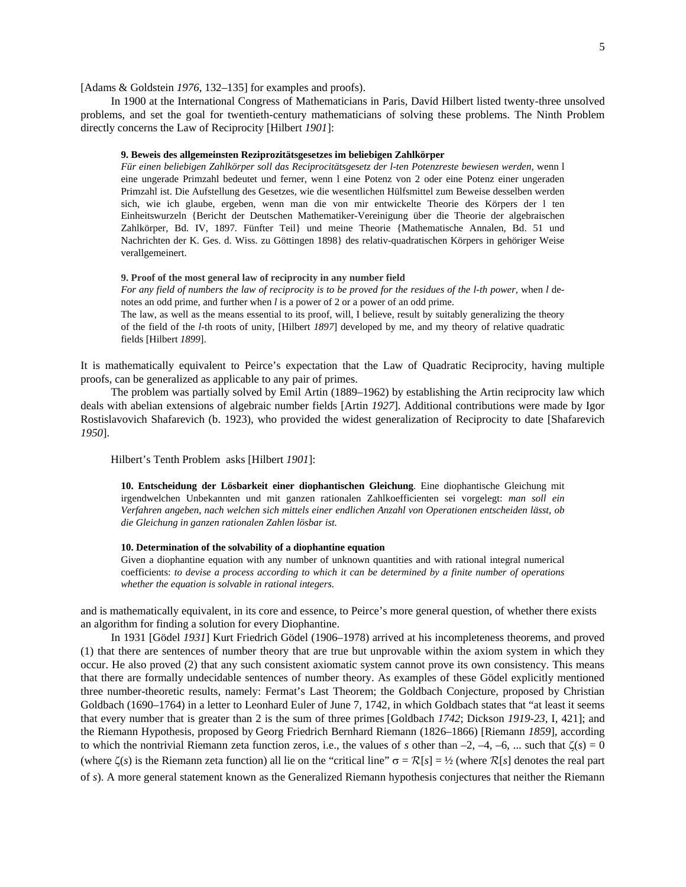[Adams & Goldstein *1976*, 132–135] for examples and proofs).

In 1900 at the International Congress of Mathematicians in Paris, David Hilbert listed twenty-three unsolved problems, and set the goal for twentieth-century mathematicians of solving these problems. The Ninth Problem directly concerns the Law of Reciprocity [Hilbert *1901*]:

> **9. Beweis des allgemeinsten Reziprozitätsgesetzes im beliebigen Zahlkörper**
> *Für einen beliebigen Zahlkörper soll das Reciprocitätsgesetz der l-ten Potenzreste bewiesen werden,* wenn l eine ungerade Primzahl bedeutet und ferner, wenn l eine Potenz von 2 oder eine Potenz einer ungeraden Primzahl ist. Die Aufstellung des Gesetzes, wie die wesentlichen Hülfsmittel zum Beweise desselben werden sich, wie ich glaube, ergeben, wenn man die von mir entwickelte Theorie des Körpers der l ten Einheitswurzeln {Bericht der Deutschen Mathematiker-Vereinigung über die Theorie der algebraischen Zahlkörper, Bd. IV, 1897. Fünfter Teil} und meine Theorie {Mathematische Annalen, Bd. 51 und Nachrichten der K. Ges. d. Wiss. zu Göttingen 1898} des relativ-quadratischen Körpers in gehöriger Weise verallgemeinert.
>
> **9. Proof of the most general law of reciprocity in any number field**
> *For any field of numbers the law of reciprocity is to be proved for the residues of the l-th power,* when *l* denotes an odd prime, and further when *l* is a power of 2 or a power of an odd prime.
> The law, as well as the means essential to its proof, will, I believe, result by suitably generalizing the theory of the field of the *l*-th roots of unity, [Hilbert *1897*] developed by me, and my theory of relative quadratic fields [Hilbert *1899*].

It is mathematically equivalent to Peirce's expectation that the Law of Quadratic Reciprocity, having multiple proofs, can be generalized as applicable to any pair of primes.

The problem was partially solved by Emil Artin (1889–1962) by establishing the Artin reciprocity law which deals with abelian extensions of algebraic number fields [Artin *1927*]. Additional contributions were made by Igor Rostislavovich Shafarevich (b. 1923), who provided the widest generalization of Reciprocity to date [Shafarevich *1950*].

Hilbert's Tenth Problem asks [Hilbert *1901*]:

> **10. Entscheidung der Lösbarkeit einer diophantischen Gleichung**. Eine diophantische Gleichung mit irgendwelchen Unbekannten und mit ganzen rationalen Zahlkoefficienten sei vorgelegt: *man soll ein Verfahren angeben, nach welchen sich mittels einer endlichen Anzahl von Operationen entscheiden lässt, ob die Gleichung in ganzen rationalen Zahlen lösbar ist.*
>
> **10. Determination of the solvability of a diophantine equation**
> Given a diophantine equation with any number of unknown quantities and with rational integral numerical coefficients: *to devise a process according to which it can be determined by a finite number of operations whether the equation is solvable in rational integers.*

and is mathematically equivalent, in its core and essence, to Peirce's more general question, of whether there exists an algorithm for finding a solution for every Diophantine.

In 1931 [Gödel *1931*] Kurt Friedrich Gödel (1906–1978) arrived at his incompleteness theorems, and proved (1) that there are sentences of number theory that are true but unprovable within the axiom system in which they occur. He also proved (2) that any such consistent axiomatic system cannot prove its own consistency. This means that there are formally undecidable sentences of number theory. As examples of these Gödel explicitly mentioned three number-theoretic results, namely: Fermat's Last Theorem; the Goldbach Conjecture, proposed by Christian Goldbach (1690–1764) in a letter to Leonhard Euler of June 7, 1742, in which Goldbach states that "at least it seems that every number that is greater than 2 is the sum of three primes [Goldbach *1742*; Dickson *1919-23*, I, 421]; and the Riemann Hypothesis, proposed by Georg Friedrich Bernhard Riemann (1826–1866) [Riemann *1859*], according to which the nontrivial Riemann zeta function zeros, i.e., the values of $s$ other than $-2, -4, -6, \ldots$ such that $\zeta(s) = 0$ (where $\zeta(s)$ is the Riemann zeta function) all lie on the "critical line" $\sigma = \mathcal{R}[s] = ½$ (where $\mathcal{R}[s]$ denotes the real part of $s$). A more general statement known as the Generalized Riemann hypothesis conjectures that neither the Riemann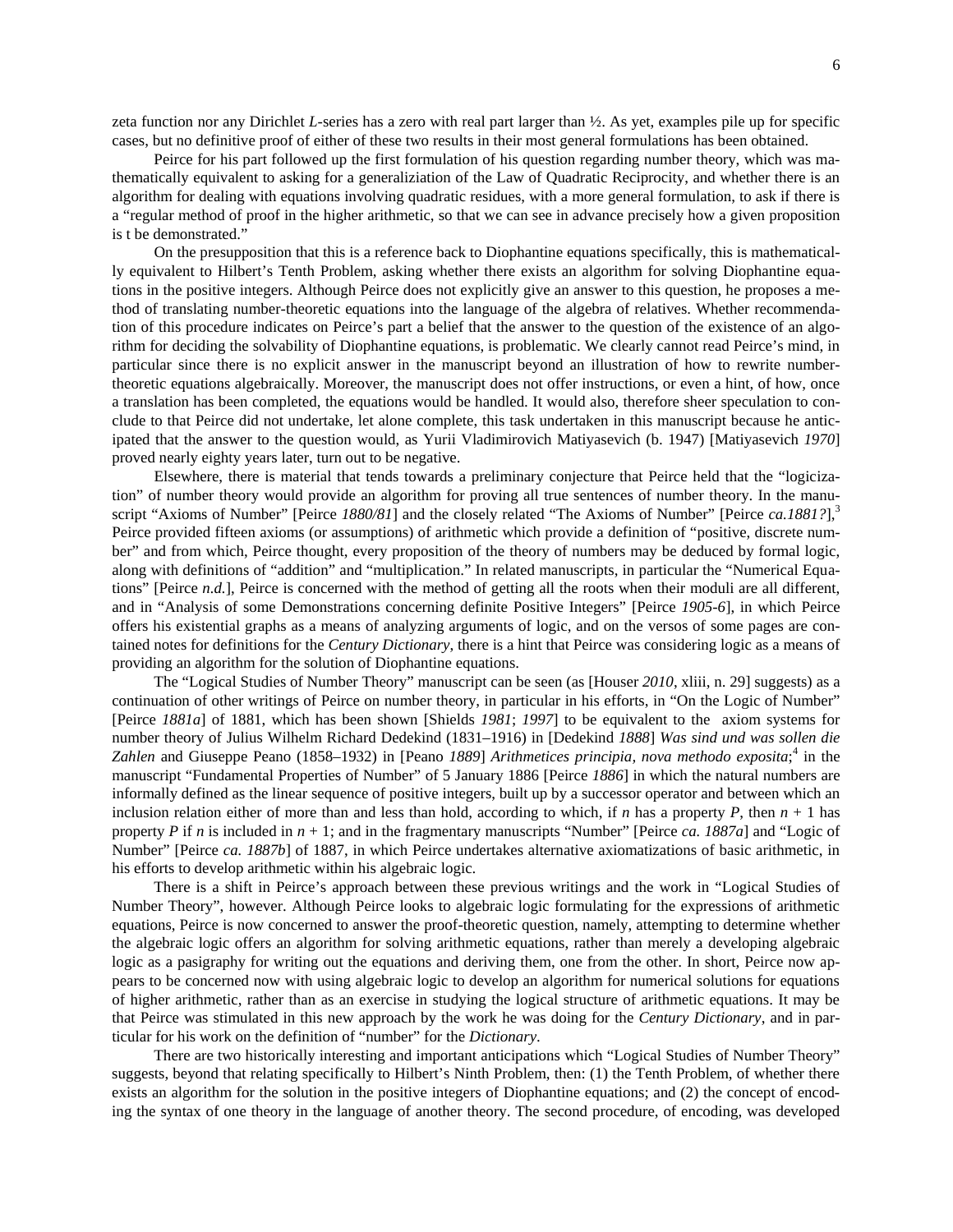zeta function nor any Dirichlet *L*-series has a zero with real part larger than ½. As yet, examples pile up for specific cases, but no definitive proof of either of these two results in their most general formulations has been obtained.

Peirce for his part followed up the first formulation of his question regarding number theory, which was mathematically equivalent to asking for a generaliziation of the Law of Quadratic Reciprocity, and whether there is an algorithm for dealing with equations involving quadratic residues, with a more general formulation, to ask if there is a "regular method of proof in the higher arithmetic, so that we can see in advance precisely how a given proposition is t be demonstrated."

On the presupposition that this is a reference back to Diophantine equations specifically, this is mathematically equivalent to Hilbert's Tenth Problem, asking whether there exists an algorithm for solving Diophantine equations in the positive integers. Although Peirce does not explicitly give an answer to this question, he proposes a method of translating number-theoretic equations into the language of the algebra of relatives. Whether recommendation of this procedure indicates on Peirce's part a belief that the answer to the question of the existence of an algorithm for deciding the solvability of Diophantine equations, is problematic. We clearly cannot read Peirce's mind, in particular since there is no explicit answer in the manuscript beyond an illustration of how to rewrite number-theoretic equations algebraically. Moreover, the manuscript does not offer instructions, or even a hint, of how, once a translation has been completed, the equations would be handled. It would also, therefore sheer speculation to conclude to that Peirce did not undertake, let alone complete, this task undertaken in this manuscript because he anticipated that the answer to the question would, as Yurii Vladimirovich Matiyasevich (b. 1947) [Matiyasevich *1970*] proved nearly eighty years later, turn out to be negative.

Elsewhere, there is material that tends towards a preliminary conjecture that Peirce held that the "logicization" of number theory would provide an algorithm for proving all true sentences of number theory. In the manuscript "Axioms of Number" [Peirce *1880/81*] and the closely related "The Axioms of Number" [Peirce *ca.1881?*],[3] Peirce provided fifteen axioms (or assumptions) of arithmetic which provide a definition of "positive, discrete number" and from which, Peirce thought, every proposition of the theory of numbers may be deduced by formal logic, along with definitions of "addition" and "multiplication." In related manuscripts, in particular the "Numerical Equations" [Peirce *n.d.*], Peirce is concerned with the method of getting all the roots when their moduli are all different, and in "Analysis of some Demonstrations concerning definite Positive Integers" [Peirce *1905-6*], in which Peirce offers his existential graphs as a means of analyzing arguments of logic, and on the versos of some pages are contained notes for definitions for the *Century Dictionary*, there is a hint that Peirce was considering logic as a means of providing an algorithm for the solution of Diophantine equations.

The "Logical Studies of Number Theory" manuscript can be seen (as [Houser *2010*, xliii, n. 29] suggests) as a continuation of other writings of Peirce on number theory, in particular in his efforts, in "On the Logic of Number" [Peirce *1881a*] of 1881, which has been shown [Shields *1981*; *1997*] to be equivalent to the axiom systems for number theory of Julius Wilhelm Richard Dedekind (1831–1916) in [Dedekind *1888*] *Was sind und was sollen die Zahlen* and Giuseppe Peano (1858–1932) in [Peano *1889*] *Arithmetices principia, nova methodo exposita*;[4] in the manuscript "Fundamental Properties of Number" of 5 January 1886 [Peirce *1886*] in which the natural numbers are informally defined as the linear sequence of positive integers, built up by a successor operator and between which an inclusion relation either of more than and less than hold, according to which, if $n$ has a property $P$, then $n + 1$ has property $P$ if $n$ is included in $n + 1$; and in the fragmentary manuscripts "Number" [Peirce *ca. 1887a*] and "Logic of Number" [Peirce *ca. 1887b*] of 1887, in which Peirce undertakes alternative axiomatizations of basic arithmetic, in his efforts to develop arithmetic within his algebraic logic.

There is a shift in Peirce's approach between these previous writings and the work in "Logical Studies of Number Theory", however. Although Peirce looks to algebraic logic formulating for the expressions of arithmetic equations, Peirce is now concerned to answer the proof-theoretic question, namely, attempting to determine whether the algebraic logic offers an algorithm for solving arithmetic equations, rather than merely a developing algebraic logic as a pasigraphy for writing out the equations and deriving them, one from the other. In short, Peirce now appears to be concerned now with using algebraic logic to develop an algorithm for numerical solutions for equations of higher arithmetic, rather than as an exercise in studying the logical structure of arithmetic equations. It may be that Peirce was stimulated in this new approach by the work he was doing for the *Century Dictionary*, and in particular for his work on the definition of "number" for the *Dictionary*.

There are two historically interesting and important anticipations which "Logical Studies of Number Theory" suggests, beyond that relating specifically to Hilbert's Ninth Problem, then: (1) the Tenth Problem, of whether there exists an algorithm for the solution in the positive integers of Diophantine equations; and (2) the concept of encoding the syntax of one theory in the language of another theory. The second procedure, of encoding, was developed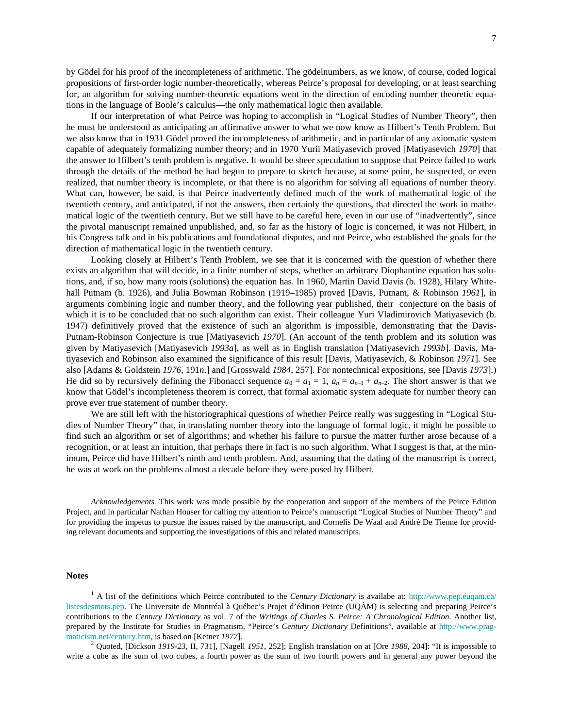by Gödel for his proof of the incompleteness of arithmetic. The gödelnumbers, as we know, of course, coded logical propositions of first-order logic number-theoretically, whereas Peirce's proposal for developing, or at least searching for, an algorithm for solving number-theoretic equations went in the direction of encoding number theoretic equations in the language of Boole's calculus—the only mathematical logic then available.

If our interpretation of what Peirce was hoping to accomplish in "Logical Studies of Number Theory", then he must be understood as anticipating an affirmative answer to what we now know as Hilbert's Tenth Problem. But we also know that in 1931 Gödel proved the incompleteness of arithmetic, and in particular of any axiomatic system capable of adequately formalizing number theory; and in 1970 Yurii Matiyasevich proved [Matiyasevich *1970*] that the answer to Hilbert's tenth problem is negative. It would be sheer speculation to suppose that Peirce failed to work through the details of the method he had begun to prepare to sketch because, at some point, he suspected, or even realized, that number theory is incomplete, or that there is no algorithm for solving all equations of number theory. What can, however, be said, is that Peirce inadvertently defined much of the work of mathematical logic of the twentieth century, and anticipated, if not the answers, then certainly the questions, that directed the work in mathematical logic of the twentieth century. But we still have to be careful here, even in our use of "inadvertently", since the pivotal manuscript remained unpublished, and, so far as the history of logic is concerned, it was not Hilbert, in his Congress talk and in his publications and foundational disputes, and not Peirce, who established the goals for the direction of mathematical logic in the twentieth century.

Looking closely at Hilbert's Tenth Problem, we see that it is concerned with the question of whether there exists an algorithm that will decide, in a finite number of steps, whether an arbitrary Diophantine equation has solutions, and, if so, how many roots (solutions) the equation has. In 1960, Martin David Davis (b. 1928), Hilary Whitehall Putnam (b. 1926), and Julia Bowman Robinson (1919–1985) proved [Davis, Putnam, & Robinson *1961*], in arguments combining logic and number theory, and the following year published, their conjecture on the basis of which it is to be concluded that no such algorithm can exist. Their colleague Yuri Vladimirovich Matiyasevich (b. 1947) definitively proved that the existence of such an algorithm is impossible, demonstrating that the Davis-Putnam-Robinson Conjecture is true [Matiyasevich *1970*]. (An account of the tenth problem and its solution was given by Matiyasevich [Matiyasevich *1993a*], as well as in English translation [Matiyasevich *1993b*]. Davis, Matiyasevich and Robinson also examined the significance of this result [Davis, Matiyasevich, & Robinson *1971*]. See also [Adams & Goldstein *1976*, 191*n*.] and [Grosswald *1984*, 257]. For nontechnical expositions, see [Davis *1973*].) He did so by recursively defining the Fibonacci sequence $a_0 = a_1 = 1$, $a_n = a_{n-1} + a_{n-2}$. The short answer is that we know that Gödel's incompleteness theorem is correct, that formal axiomatic system adequate for number theory can prove ever true statement of number theory.

We are still left with the historiographical questions of whether Peirce really was suggesting in "Logical Studies of Number Theory" that, in translating number theory into the language of formal logic, it might be possible to find such an algorithm or set of algorithms; and whether his failure to pursue the matter further arose because of a recognition, or at least an intuition, that perhaps there in fact is no such algorithm. What I suggest is that, at the minimum, Peirce did have Hilbert's ninth and tenth problem. And, assuming that the dating of the manuscript is correct, he was at work on the problems almost a decade before they were posed by Hilbert.

*Acknowledgements.* This work was made possible by the cooperation and support of the members of the Peirce Edition Project, and in particular Nathan Houser for calling my attention to Peirce's manuscript "Logical Studies of Number Theory" and for providing the impetus to pursue the issues raised by the manuscript, and Cornelis De Waal and André De Tienne for providing relevant documents and supporting the investigations of this and related manuscripts.

## Notes

[1] A list of the definitions which Peirce contributed to the *Century Dictionary* is availabe at: http://www.pep.éuqam.ca/listesdesmots.pep. The Universite de Montréal à Québec's Projet d'édition Peirce (UQÀM) is selecting and preparing Peirce's contributions to the *Century Dictionary* as vol. 7 of the *Writings of Charles S. Peirce: A Chronological Edition*. Another list, prepared by the Institute for Studies in Pragmatism, "Peirce's *Century Dictionary* Definitions", available at http://www.pragmaticism.net/century.htm, is based on [Ketner *1977*].

[2] Quoted, [Dickson *1919-23*, II, 731], [Nagell *1951*, 252]; English translation on at [Ore *1988*, 204]: "It is impossible to write a cube as the sum of two cubes, a fourth power as the sum of two fourth powers and in general any power beyond the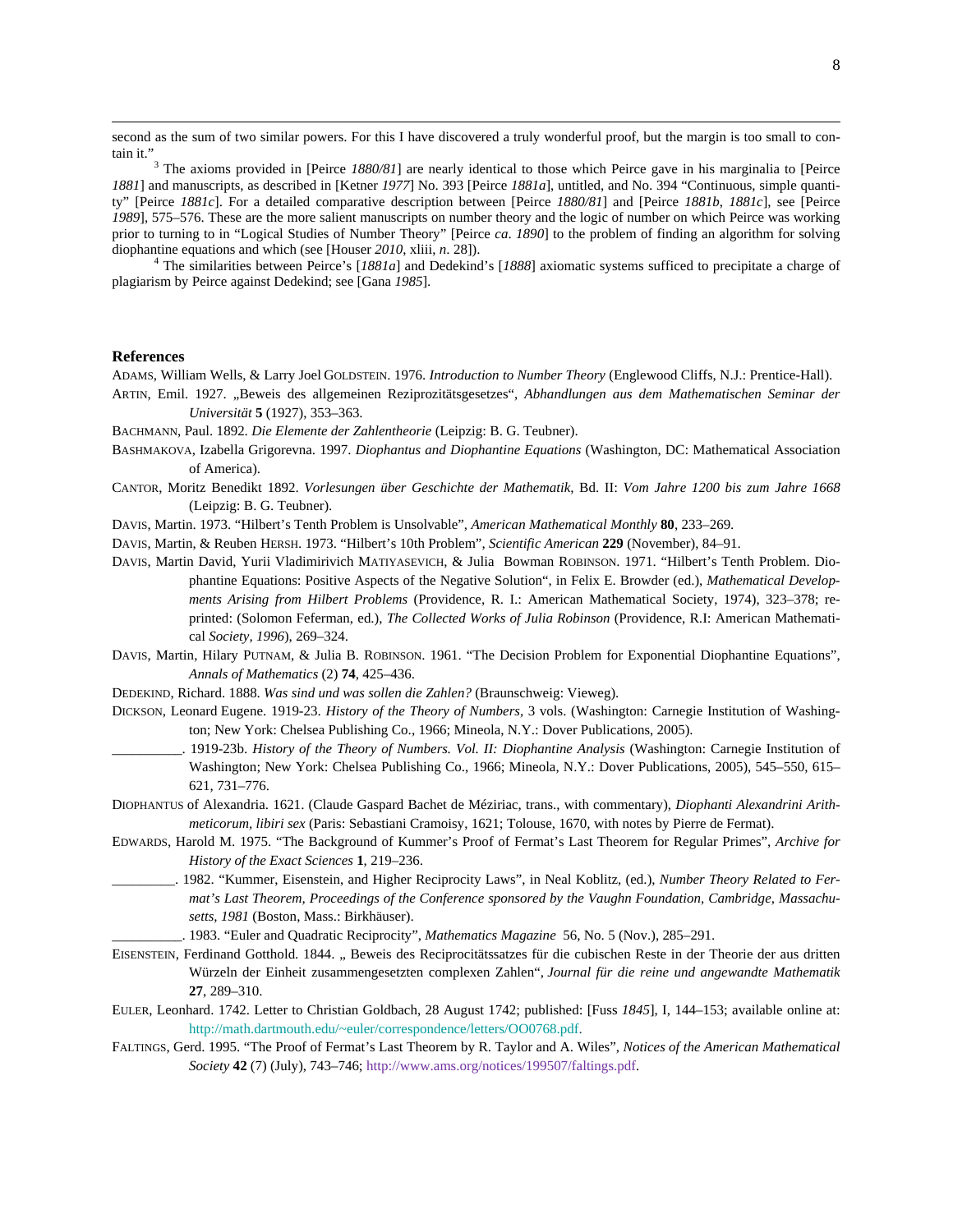second as the sum of two similar powers. For this I have discovered a truly wonderful proof, but the margin is too small to contain it."

[3] The axioms provided in [Peirce *1880/81*] are nearly identical to those which Peirce gave in his marginalia to [Peirce *1881*] and manuscripts, as described in [Ketner *1977*] No. 393 [Peirce *1881a*], untitled, and No. 394 "Continuous, simple quantity" [Peirce *1881c*]. For a detailed comparative description between [Peirce *1880/81*] and [Peirce *1881b*, *1881c*], see [Peirce *1989*], 575–576. These are the more salient manuscripts on number theory and the logic of number on which Peirce was working prior to turning to in "Logical Studies of Number Theory" [Peirce *ca*. *1890*] to the problem of finding an algorithm for solving diophantine equations and which (see [Houser *2010*, xliii, *n*. 28]).

[4] The similarities between Peirce's [*1881a*] and Dedekind's [*1888*] axiomatic systems sufficed to precipitate a charge of plagiarism by Peirce against Dedekind; see [Gana *1985*].

## References

ADAMS, William Wells, & Larry Joel GOLDSTEIN. 1976. *Introduction to Number Theory* (Englewood Cliffs, N.J.: Prentice-Hall).

ARTIN, Emil. 1927. „Beweis des allgemeinen Reziprozitätsgesetzes", *Abhandlungen aus dem Mathematischen Seminar der Universität* **5** (1927), 353–363.

BACHMANN, Paul. 1892. *Die Elemente der Zahlentheorie* (Leipzig: B. G. Teubner).

BASHMAKOVA, Izabella Grigorevna. 1997. *Diophantus and Diophantine Equations* (Washington, DC: Mathematical Association of America).

CANTOR, Moritz Benedikt 1892. *Vorlesungen über Geschichte der Mathematik*, Bd. II: *Vom Jahre 1200 bis zum Jahre 1668* (Leipzig: B. G. Teubner).

DAVIS, Martin. 1973. "Hilbert's Tenth Problem is Unsolvable", *American Mathematical Monthly* **80**, 233–269.

DAVIS, Martin, & Reuben HERSH. 1973. "Hilbert's 10th Problem", *Scientific American* **229** (November), 84–91.

DAVIS, Martin David, Yurii Vladimirivich MATIYASEVICH, & Julia Bowman ROBINSON. 1971. "Hilbert's Tenth Problem. Diophantine Equations: Positive Aspects of the Negative Solution", in Felix E. Browder (ed.), *Mathematical Developments Arising from Hilbert Problems* (Providence, R. I.: American Mathematical Society, 1974), 323–378; reprinted: (Solomon Feferman, ed.), *The Collected Works of Julia Robinson* (Providence, R.I: American Mathematical *Society*, *1996*), 269–324.

DAVIS, Martin, Hilary PUTNAM, & Julia B. ROBINSON. 1961. "The Decision Problem for Exponential Diophantine Equations", *Annals of Mathematics* (2) **74**, 425–436.

DEDEKIND, Richard. 1888. *Was sind und was sollen die Zahlen?* (Braunschweig: Vieweg).

DICKSON, Leonard Eugene. 1919-23. *History of the Theory of Numbers*, 3 vols. (Washington: Carnegie Institution of Washington; New York: Chelsea Publishing Co., 1966; Mineola, N.Y.: Dover Publications, 2005).

__________. 1919-23b. *History of the Theory of Numbers. Vol. II: Diophantine Analysis* (Washington: Carnegie Institution of Washington; New York: Chelsea Publishing Co., 1966; Mineola, N.Y.: Dover Publications, 2005), 545–550, 615–621, 731–776.

DIOPHANTUS of Alexandria. 1621. (Claude Gaspard Bachet de Méziriac, trans., with commentary), *Diophanti Alexandrini Arithmeticorum, libiri sex* (Paris: Sebastiani Cramoisy, 1621; Tolouse, 1670, with notes by Pierre de Fermat).

EDWARDS, Harold M. 1975. "The Background of Kummer's Proof of Fermat's Last Theorem for Regular Primes", *Archive for History of the Exact Sciences* **1**, 219–236.

_________. 1982. "Kummer, Eisenstein, and Higher Reciprocity Laws", in Neal Koblitz, (ed.), *Number Theory Related to Fermat's Last Theorem, Proceedings of the Conference sponsored by the Vaughn Foundation, Cambridge, Massachusetts, 1981* (Boston, Mass.: Birkhäuser).

__________. 1983. "Euler and Quadratic Reciprocity", *Mathematics Magazine* 56, No. 5 (Nov.), 285–291.

EISENSTEIN, Ferdinand Gotthold. 1844. „ Beweis des Reciprocitätssatzes für die cubischen Reste in der Theorie der aus dritten Würzeln der Einheit zusammengesetzten complexen Zahlen", *Journal für die reine und angewandte Mathematik* **27**, 289–310.

EULER, Leonhard. 1742. Letter to Christian Goldbach, 28 August 1742; published: [Fuss *1845*], I, 144–153; available online at: http://math.dartmouth.edu/~euler/correspondence/letters/OO0768.pdf.

FALTINGS, Gerd. 1995. "The Proof of Fermat's Last Theorem by R. Taylor and A. Wiles", *Notices of the American Mathematical Society* **42** (7) (July), 743–746; http://www.ams.org/notices/199507/faltings.pdf.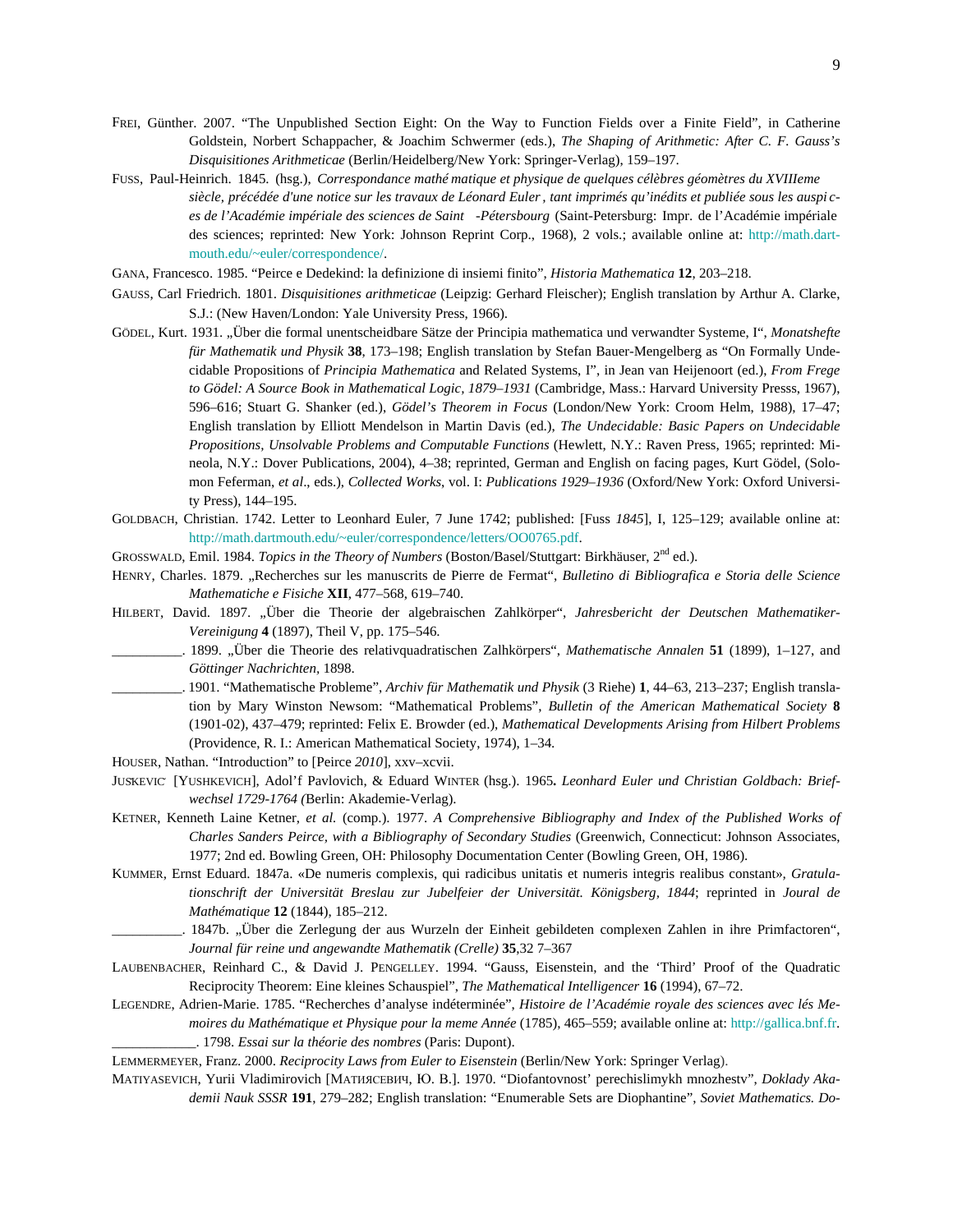FREI, Günther. 2007. "The Unpublished Section Eight: On the Way to Function Fields over a Finite Field", in Catherine Goldstein, Norbert Schappacher, & Joachim Schwermer (eds.), *The Shaping of Arithmetic: After C. F. Gauss's Disquisitiones Arithmeticae* (Berlin/Heidelberg/New York: Springer-Verlag), 159–197.

FUSS, Paul-Heinrich. 1845. (hsg.), *Correspondance mathé matique et physique de quelques célèbres géomètres du XVIIIeme siècle, précédée d'une notice sur les travaux de Léonard Euler , tant imprimés qu'inédits et publiée sous les auspi c-es de l'Académie impériale des sciences de Saint -Pétersbourg* (Saint-Petersburg: Impr. de l'Académie impériale des sciences; reprinted: New York: Johnson Reprint Corp., 1968), 2 vols.; available online at: http://math.dartmouth.edu/~euler/correspondence/.

GANA, Francesco. 1985. "Peirce e Dedekind: la definizione di insiemi finito", *Historia Mathematica* **12**, 203–218.

GAUSS, Carl Friedrich. 1801. *Disquisitiones arithmeticae* (Leipzig: Gerhard Fleischer); English translation by Arthur A. Clarke, S.J.: (New Haven/London: Yale University Press, 1966).

GÖDEL, Kurt. 1931. „Über die formal unentscheidbare Sätze der Principia mathematica und verwandter Systeme, I", *Monatshefte für Mathematik und Physik* **38**, 173–198; English translation by Stefan Bauer-Mengelberg as "On Formally Undecidable Propositions of *Principia Mathematica* and Related Systems, I", in Jean van Heijenoort (ed.), *From Frege to Gödel: A Source Book in Mathematical Logic, 1879–1931* (Cambridge, Mass.: Harvard University Presss, 1967), 596–616; Stuart G. Shanker (ed.), *Gödel's Theorem in Focus* (London/New York: Croom Helm, 1988), 17–47; English translation by Elliott Mendelson in Martin Davis (ed.), *The Undecidable: Basic Papers on Undecidable Propositions, Unsolvable Problems and Computable Functions* (Hewlett, N.Y.: Raven Press, 1965; reprinted: Mineola, N.Y.: Dover Publications, 2004), 4–38; reprinted, German and English on facing pages, Kurt Gödel, (Solomon Feferman, *et al*., eds.), *Collected Works*, vol. I: *Publications 1929–1936* (Oxford/New York: Oxford University Press), 144–195.

GOLDBACH, Christian. 1742. Letter to Leonhard Euler, 7 June 1742; published: [Fuss *1845*], I, 125–129; available online at: http://math.dartmouth.edu/~euler/correspondence/letters/OO0765.pdf.

GROSSWALD, Emil. 1984. *Topics in the Theory of Numbers* (Boston/Basel/Stuttgart: Birkhäuser, 2nd ed.).

HENRY, Charles. 1879. „Recherches sur les manuscrits de Pierre de Fermat", *Bulletino di Bibliografica e Storia delle Science Mathematiche e Fisiche* **XII**, 477–568, 619–740.

HILBERT, David. 1897. „Über die Theorie der algebraischen Zahlkörper", *Jahresbericht der Deutschen Mathematiker-Vereinigung* **4** (1897), Theil V, pp. 175–546.

__________. 1899. „Über die Theorie des relativquadratischen Zalhkörpers", *Mathematische Annalen* **51** (1899), 1–127, and *Göttinger Nachrichten*, 1898.

__________. 1901. "Mathematische Probleme", *Archiv für Mathematik und Physik* (3 Riehe) **1**, 44–63, 213–237; English translation by Mary Winston Newsom: "Mathematical Problems", *Bulletin of the American Mathematical Society* **8** (1901-02), 437–479; reprinted: Felix E. Browder (ed.), *Mathematical Developments Arising from Hilbert Problems* (Providence, R. I.: American Mathematical Society, 1974), 1–34.

HOUSER, Nathan. "Introduction" to [Peirce *2010*], xxv–xcvii.

JUSKEVIC [YUSHKEVICH], Adol'f Pavlovich, & Eduard WINTER (hsg.). 1965**.** *Leonhard Euler und Christian Goldbach: Briefwechsel 1729-1764 (*Berlin: Akademie-Verlag).

KETNER, Kenneth Laine Ketner, *et al.* (comp.). 1977. *A Comprehensive Bibliography and Index of the Published Works of Charles Sanders Peirce, with a Bibliography of Secondary Studies* (Greenwich, Connecticut: Johnson Associates, 1977; 2nd ed. Bowling Green, OH: Philosophy Documentation Center (Bowling Green, OH, 1986).

KUMMER, Ernst Eduard. 1847a. «De numeris complexis, qui radicibus unitatis et numeris integris realibus constant», *Gratulationschrift der Universität Breslau zur Jubelfeier der Universität. Königsberg, 1844*; reprinted in *Joural de Mathématique* **12** (1844), 185–212.

__________. 1847b. „Über die Zerlegung der aus Wurzeln der Einheit gebildeten complexen Zahlen in ihre Primfactoren", *Journal für reine und angewandte Mathematik (Crelle)* **35**,32 7–367

LAUBENBACHER, Reinhard C., & David J. PENGELLEY. 1994. "Gauss, Eisenstein, and the 'Third' Proof of the Quadratic Reciprocity Theorem: Eine kleines Schauspiel", *The Mathematical Intelligencer* **16** (1994), 67–72.

LEGENDRE, Adrien-Marie. 1785. "Recherches d'analyse indéterminée", *Histoire de l'Académie royale des sciences avec lés Memoires du Mathématique et Physique pour la meme Année* (1785), 465–559; available online at: http://gallica.bnf.fr.

____________. 1798. *Essai sur la théorie des nombres* (Paris: Dupont).

LEMMERMEYER, Franz. 2000. *Reciprocity Laws from Euler to Eisenstein* (Berlin/New York: Springer Verlag).

MATIYASEVICH, Yurii Vladimirovich [МАТИЯСЕВИЧ, Ю. В.]. 1970. "Diofantovnost' perechislimykh mnozhestv", *Doklady Akademii Nauk SSSR* **191**, 279–282; English translation: "Enumerable Sets are Diophantine", *Soviet Mathematics. Do-*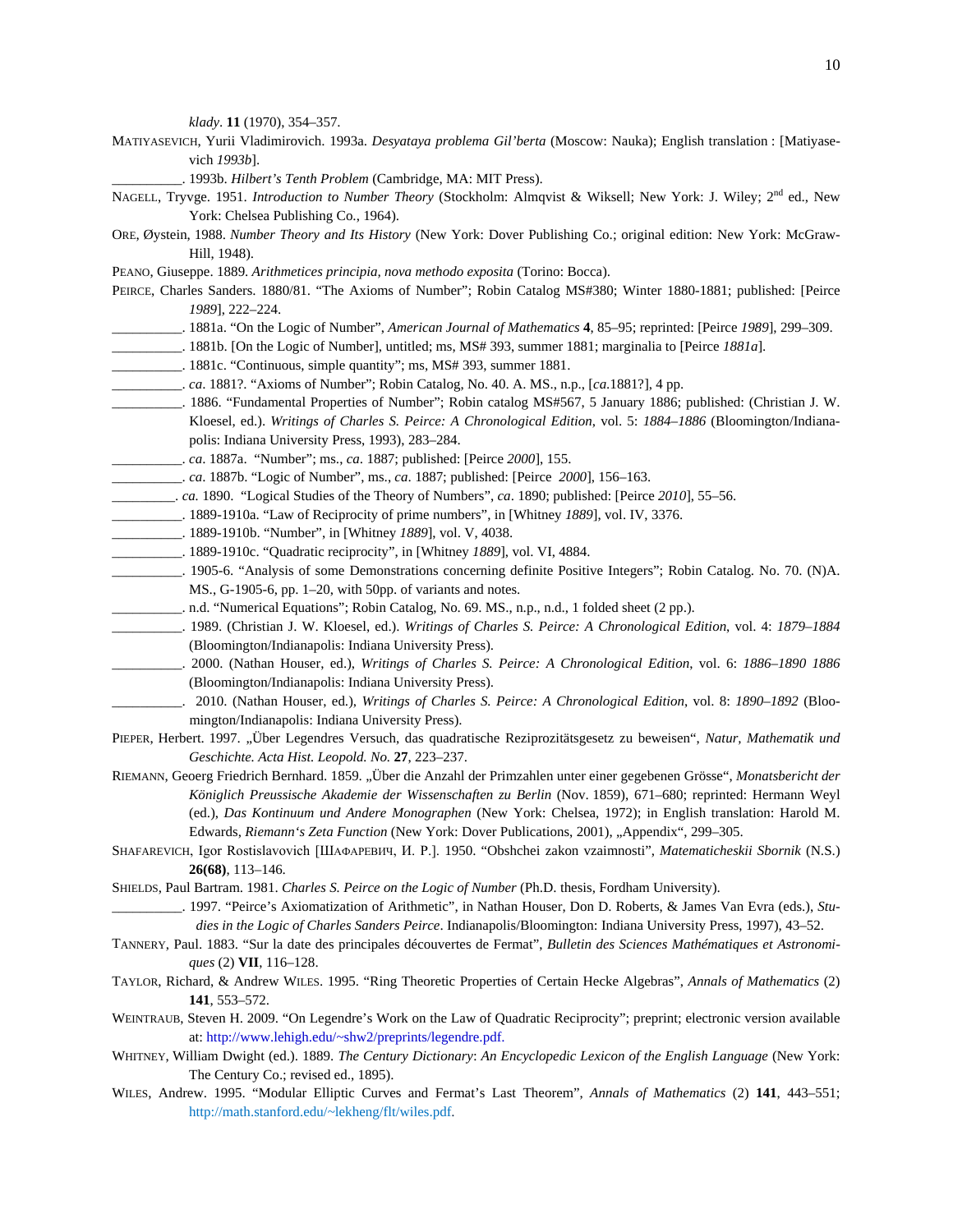*klady*. **11** (1970), 354–357.

MATIYASEVICH, Yurii Vladimirovich. 1993a. *Desyatay problema Gil'berta* (Moscow: Nauka); English translation : [Matiyasevich *1993b*].

__________. 1993b. *Hilbert's Tenth Problem* (Cambridge, MA: MIT Press).

NAGELL, Tryvge. 1951. *Introduction to Number Theory* (Stockholm: Almqvist & Wiksell; New York: J. Wiley; 2nd ed., New York: Chelsea Publishing Co., 1964).

ORE, Øystein, 1988. *Number Theory and Its History* (New York: Dover Publishing Co.; original edition: New York: McGraw-Hill, 1948).

PEANO, Giuseppe. 1889. *Arithmetices principia, nova methodo exposita* (Torino: Bocca).

PEIRCE, Charles Sanders. 1880/81. "The Axioms of Number"; Robin Catalog MS#380; Winter 1880-1881; published: [Peirce *1989*], 222–224.

__________. 1881a. "On the Logic of Number", *American Journal of Mathematics* **4**, 85–95; reprinted: [Peirce *1989*], 299–309.

__________. 1881b. [On the Logic of Number], untitled; ms, MS# 393, summer 1881; marginalia to [Peirce *1881a*].

__________. 1881c. "Continuous, simple quantity"; ms, MS# 393, summer 1881.

__________. *ca*. 1881?. "Axioms of Number"; Robin Catalog, No. 40. A. MS., n.p., [*ca*.1881?], 4 pp.

__________. 1886. "Fundamental Properties of Number"; Robin catalog MS#567, 5 January 1886; published: (Christian J. W. Kloesel, ed.). *Writings of Charles S. Peirce: A Chronological Edition*, vol. 5: *1884–1886* (Bloomington/Indianapolis: Indiana University Press, 1993), 283–284.

__________. *ca*. 1887a. "Number"; ms., *ca*. 1887; published: [Peirce *2000*], 155.

__________. *ca*. 1887b. "Logic of Number", ms., *ca*. 1887; published: [Peirce *2000*], 156–163.

__________. *ca.* 1890. "Logical Studies of the Theory of Numbers", *ca*. 1890; published: [Peirce *2010*], 55–56.

__________. 1889-1910a. "Law of Reciprocity of prime numbers", in [Whitney *1889*], vol. IV, 3376.

__________. 1889-1910b. "Number", in [Whitney *1889*], vol. V, 4038.

__________. 1889-1910c. "Quadratic reciprocity", in [Whitney *1889*], vol. VI, 4884.

__________. 1905-6. "Analysis of some Demonstrations concerning definite Positive Integers"; Robin Catalog. No. 70. (N)A. MS., G-1905-6, pp. 1–20, with 50pp. of variants and notes.

__________. n.d. "Numerical Equations"; Robin Catalog, No. 69. MS., n.p., n.d., 1 folded sheet (2 pp.).

__________. 1989. (Christian J. W. Kloesel, ed.). *Writings of Charles S. Peirce: A Chronological Edition*, vol. 4: *1879–1884* (Bloomington/Indianapolis: Indiana University Press).

__________. 2000. (Nathan Houser, ed.), *Writings of Charles S. Peirce: A Chronological Edition*, vol. 6: *1886–1890 1886* (Bloomington/Indianapolis: Indiana University Press).

__________. 2010. (Nathan Houser, ed.), *Writings of Charles S. Peirce: A Chronological Edition*, vol. 8: *1890–1892* (Bloomington/Indianapolis: Indiana University Press).

PIEPER, Herbert. 1997. „Über Legendres Versuch, das quadratische Reziprozitätsgesetz zu beweisen", *Natur, Mathematik und Geschichte. Acta Hist. Leopold. No.* **27**, 223–237.

RIEMANN, Geoerg Friedrich Bernhard. 1859. „Über die Anzahl der Primzahlen unter einer gegebenen Grösse", *Monatsbericht der Königlich Preussische Akademie der Wissenschaften zu Berlin* (Nov. 1859), 671–680; reprinted: Hermann Weyl (ed.), *Das Kontinuum und Andere Monographen* (New York: Chelsea, 1972); in English translation: Harold M. Edwards, *Riemann's Zeta Function* (New York: Dover Publications, 2001), „Appendix", 299–305.

SHAFAREVICH, Igor Rostislavovich [ШАФАРЕВИЧ, И. Р.]. 1950. "Obshchei zakon vzaimnosti", *Matematicheskii Sbornik* (N.S.) **26(68)**, 113–146.

SHIELDS, Paul Bartram. 1981. *Charles S. Peirce on the Logic of Number* (Ph.D. thesis, Fordham University).

__________. 1997. "Peirce's Axiomatization of Arithmetic", in Nathan Houser, Don D. Roberts, & James Van Evra (eds.), *Studies in the Logic of Charles Sanders Peirce*. Indianapolis/Bloomington: Indiana University Press, 1997), 43–52.

TANNERY, Paul. 1883. "Sur la date des principales découvertes de Fermat", *Bulletin des Sciences Mathématiques et Astronomiques* (2) **VII**, 116–128.

TAYLOR, Richard, & Andrew WILES. 1995. "Ring Theoretic Properties of Certain Hecke Algebras", *Annals of Mathematics* (2) **141**, 553–572.

WEINTRAUB, Steven H. 2009. "On Legendre's Work on the Law of Quadratic Reciprocity"; preprint; electronic version available at: http://www.lehigh.edu/~shw2/preprints/legendre.pdf.

WHITNEY, William Dwight (ed.). 1889. *The Century Dictionary*: *An Encyclopedic Lexicon of the English Language* (New York: The Century Co.; revised ed., 1895).

WILES, Andrew. 1995. "Modular Elliptic Curves and Fermat's Last Theorem", *Annals of Mathematics* (2) **141**, 443–551; http://math.stanford.edu/~lekheng/flt/wiles.pdf.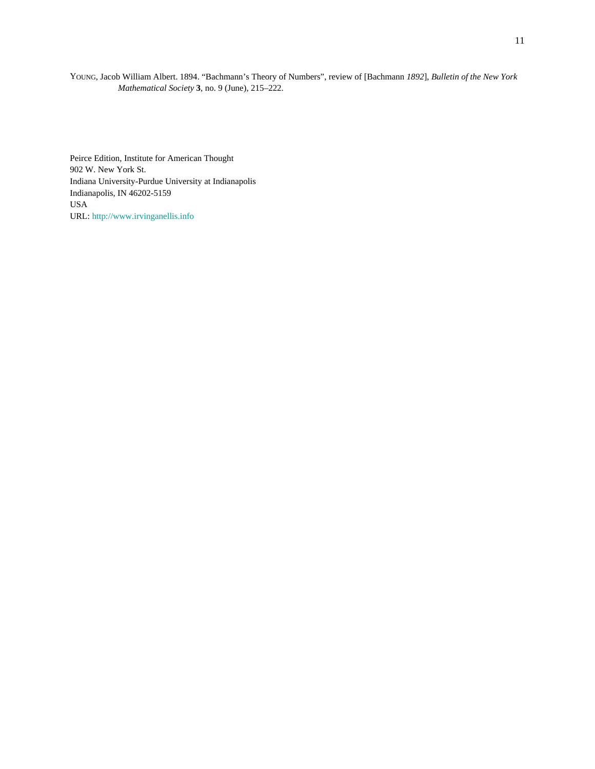YOUNG, Jacob William Albert. 1894. "Bachmann's Theory of Numbers", review of [Bachmann *1892*], *Bulletin of the New York Mathematical Society* **3**, no. 9 (June), 215–222.

Peirce Edition, Institute for American Thought  
902 W. New York St.  
Indiana University-Purdue University at Indianapolis  
Indianapolis, IN 46202-5159  
USA  
URL: http://www.irvinganellis.info